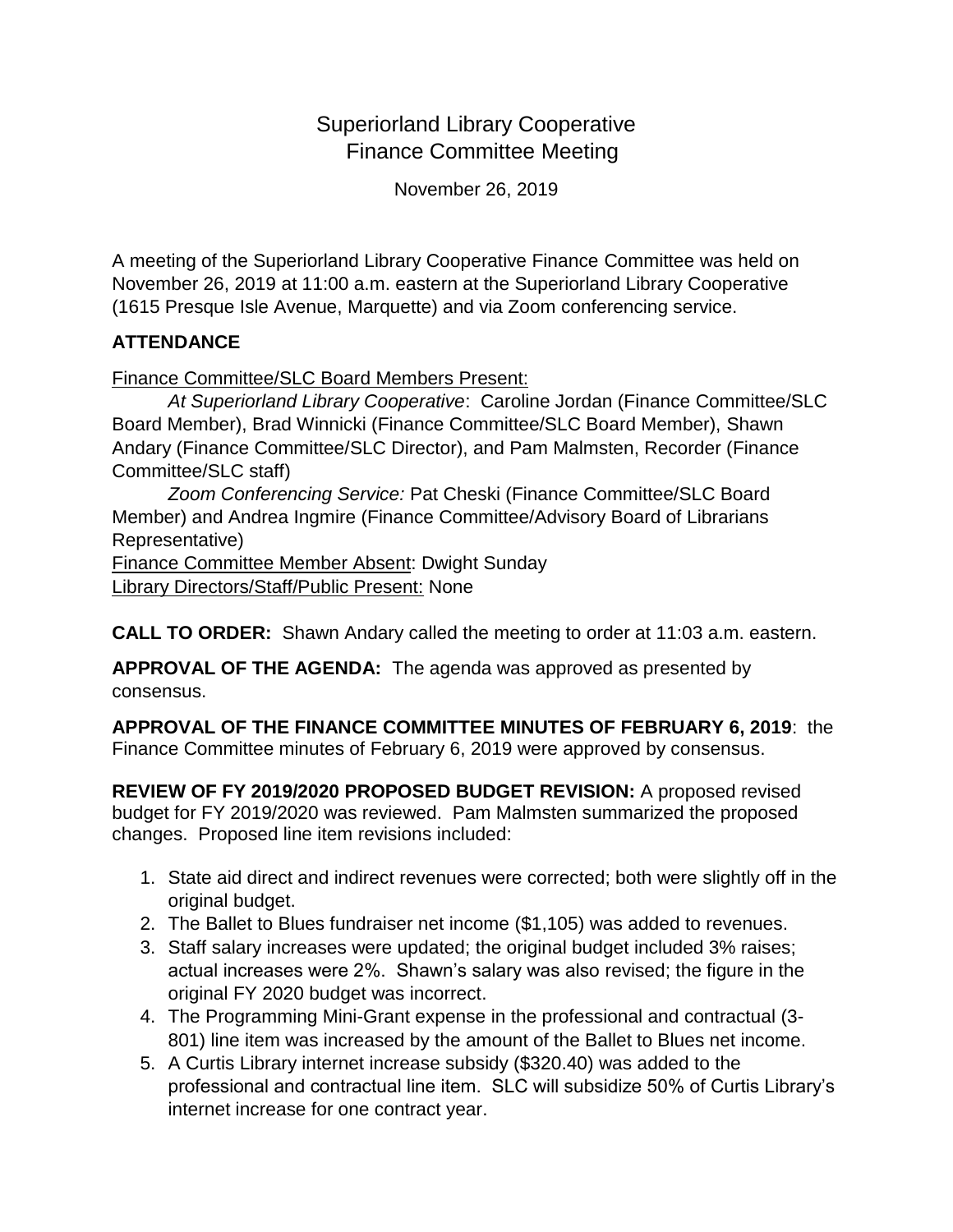# Superiorland Library Cooperative
# Finance Committee Meeting

November 26, 2019

A meeting of the Superiorland Library Cooperative Finance Committee was held on November 26, 2019 at 11:00 a.m. eastern at the Superiorland Library Cooperative (1615 Presque Isle Avenue, Marquette) and via Zoom conferencing service.

## ATTENDANCE

Finance Committee/SLC Board Members Present:

*At Superiorland Library Cooperative*: Caroline Jordan (Finance Committee/SLC Board Member), Brad Winnicki (Finance Committee/SLC Board Member), Shawn Andary (Finance Committee/SLC Director), and Pam Malmsten, Recorder (Finance Committee/SLC staff)

*Zoom Conferencing Service:* Pat Cheski (Finance Committee/SLC Board Member) and Andrea Ingmire (Finance Committee/Advisory Board of Librarians Representative)

Finance Committee Member Absent: Dwight Sunday

Library Directors/Staff/Public Present: None

**CALL TO ORDER:** Shawn Andary called the meeting to order at 11:03 a.m. eastern.

**APPROVAL OF THE AGENDA:** The agenda was approved as presented by consensus.

**APPROVAL OF THE FINANCE COMMITTEE MINUTES OF FEBRUARY 6, 2019**: the Finance Committee minutes of February 6, 2019 were approved by consensus.

**REVIEW OF FY 2019/2020 PROPOSED BUDGET REVISION:** A proposed revised budget for FY 2019/2020 was reviewed. Pam Malmsten summarized the proposed changes. Proposed line item revisions included:

1. State aid direct and indirect revenues were corrected; both were slightly off in the original budget.
2. The Ballet to Blues fundraiser net income ($1,105) was added to revenues.
3. Staff salary increases were updated; the original budget included 3% raises; actual increases were 2%. Shawn's salary was also revised; the figure in the original FY 2020 budget was incorrect.
4. The Programming Mini-Grant expense in the professional and contractual (3-801) line item was increased by the amount of the Ballet to Blues net income.
5. A Curtis Library internet increase subsidy ($320.40) was added to the professional and contractual line item. SLC will subsidize 50% of Curtis Library's internet increase for one contract year.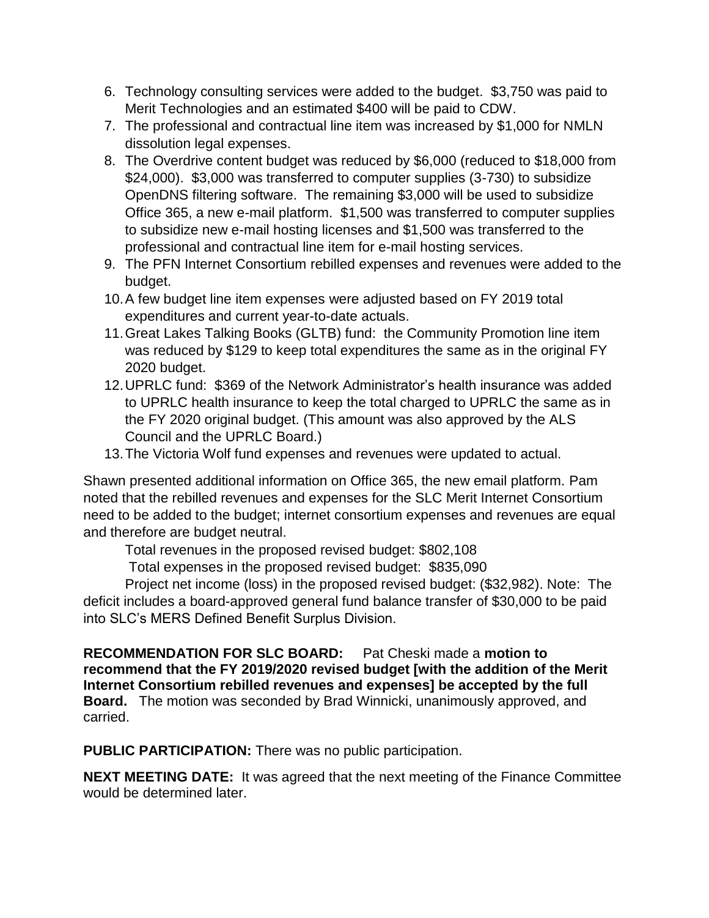6. Technology consulting services were added to the budget. $3,750 was paid to Merit Technologies and an estimated $400 will be paid to CDW.
7. The professional and contractual line item was increased by $1,000 for NMLN dissolution legal expenses.
8. The Overdrive content budget was reduced by $6,000 (reduced to $18,000 from $24,000). $3,000 was transferred to computer supplies (3-730) to subsidize OpenDNS filtering software. The remaining $3,000 will be used to subsidize Office 365, a new e-mail platform. $1,500 was transferred to computer supplies to subsidize new e-mail hosting licenses and $1,500 was transferred to the professional and contractual line item for e-mail hosting services.
9. The PFN Internet Consortium rebilled expenses and revenues were added to the budget.
10. A few budget line item expenses were adjusted based on FY 2019 total expenditures and current year-to-date actuals.
11. Great Lakes Talking Books (GLTB) fund: the Community Promotion line item was reduced by $129 to keep total expenditures the same as in the original FY 2020 budget.
12. UPRLC fund: $369 of the Network Administrator's health insurance was added to UPRLC health insurance to keep the total charged to UPRLC the same as in the FY 2020 original budget. (This amount was also approved by the ALS Council and the UPRLC Board.)
13. The Victoria Wolf fund expenses and revenues were updated to actual.

Shawn presented additional information on Office 365, the new email platform. Pam noted that the rebilled revenues and expenses for the SLC Merit Internet Consortium need to be added to the budget; internet consortium expenses and revenues are equal and therefore are budget neutral.

Total revenues in the proposed revised budget: $802,108

Total expenses in the proposed revised budget: $835,090

Project net income (loss) in the proposed revised budget: ($32,982). Note: The deficit includes a board-approved general fund balance transfer of $30,000 to be paid into SLC's MERS Defined Benefit Surplus Division.

**RECOMMENDATION FOR SLC BOARD:** Pat Cheski made a **motion to recommend that the FY 2019/2020 revised budget [with the addition of the Merit Internet Consortium rebilled revenues and expenses] be accepted by the full Board.** The motion was seconded by Brad Winnicki, unanimously approved, and carried.

**PUBLIC PARTICIPATION:** There was no public participation.

**NEXT MEETING DATE:** It was agreed that the next meeting of the Finance Committee would be determined later.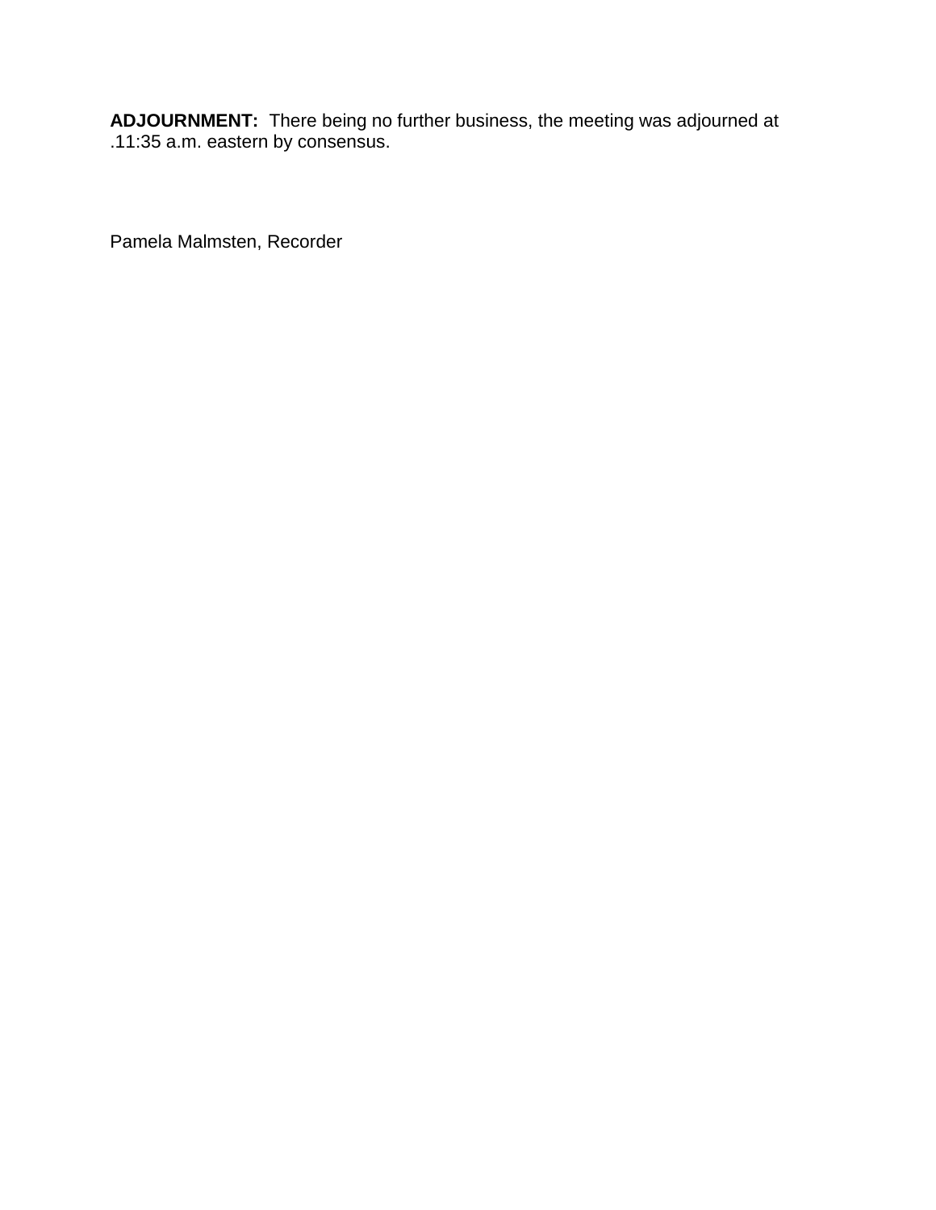**ADJOURNMENT:** There being no further business, the meeting was adjourned at .11:35 a.m. eastern by consensus.

Pamela Malmsten, Recorder